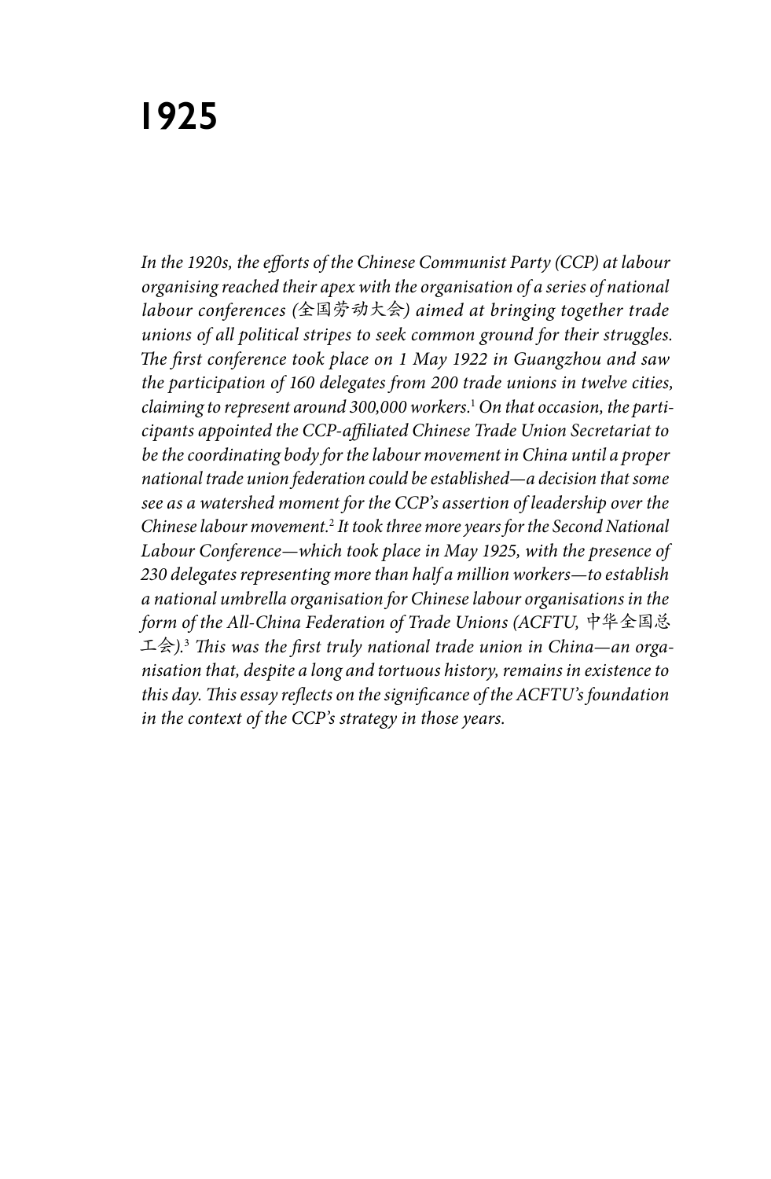# 1925

*In the 1920s, the efforts of the Chinese Communist Party (CCP) at labour organising reached their apex with the organisation of a series of national labour conferences (全国劳动大会) aimed at bringing together trade unions of all political stripes to seek common ground for their struggles. The first conference took place on 1 May 1922 in Guangzhou and saw the participation of 160 delegates from 200 trade unions in twelve cities, claiming to represent around 300,000 workers.*[1] *On that occasion, the participants appointed the CCP-affiliated Chinese Trade Union Secretariat to be the coordinating body for the labour movement in China until a proper national trade union federation could be established—a decision that some see as a watershed moment for the CCP's assertion of leadership over the Chinese labour movement.*[2] *It took three more years for the Second National Labour Conference—which took place in May 1925, with the presence of 230 delegates representing more than half a million workers—to establish a national umbrella organisation for Chinese labour organisations in the form of the All-China Federation of Trade Unions (ACFTU, 中华全国总工会).*[3] *This was the first truly national trade union in China—an organisation that, despite a long and tortuous history, remains in existence to this day. This essay reflects on the significance of the ACFTU's foundation in the context of the CCP's strategy in those years.*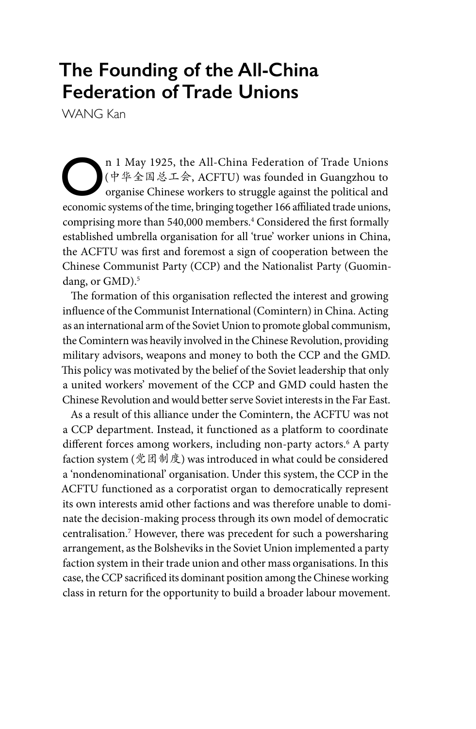# The Founding of the All-China Federation of Trade Unions

WANG Kan

On 1 May 1925, the All-China Federation of Trade Unions (中华全国总工会, ACFTU) was founded in Guangzhou to organise Chinese workers to struggle against the political and economic systems of the time, bringing together 166 affiliated trade unions, comprising more than 540,000 members.[4] Considered the first formally established umbrella organisation for all 'true' worker unions in China, the ACFTU was first and foremost a sign of cooperation between the Chinese Communist Party (CCP) and the Nationalist Party (Guomindang, or GMD).[5]

The formation of this organisation reflected the interest and growing influence of the Communist International (Comintern) in China. Acting as an international arm of the Soviet Union to promote global communism, the Comintern was heavily involved in the Chinese Revolution, providing military advisors, weapons and money to both the CCP and the GMD. This policy was motivated by the belief of the Soviet leadership that only a united workers' movement of the CCP and GMD could hasten the Chinese Revolution and would better serve Soviet interests in the Far East.

As a result of this alliance under the Comintern, the ACFTU was not a CCP department. Instead, it functioned as a platform to coordinate different forces among workers, including non-party actors.[6] A party faction system (党团制度) was introduced in what could be considered a 'nondenominational' organisation. Under this system, the CCP in the ACFTU functioned as a corporatist organ to democratically represent its own interests amid other factions and was therefore unable to dominate the decision-making process through its own model of democratic centralisation.[7] However, there was precedent for such a powersharing arrangement, as the Bolsheviks in the Soviet Union implemented a party faction system in their trade union and other mass organisations. In this case, the CCP sacrificed its dominant position among the Chinese working class in return for the opportunity to build a broader labour movement.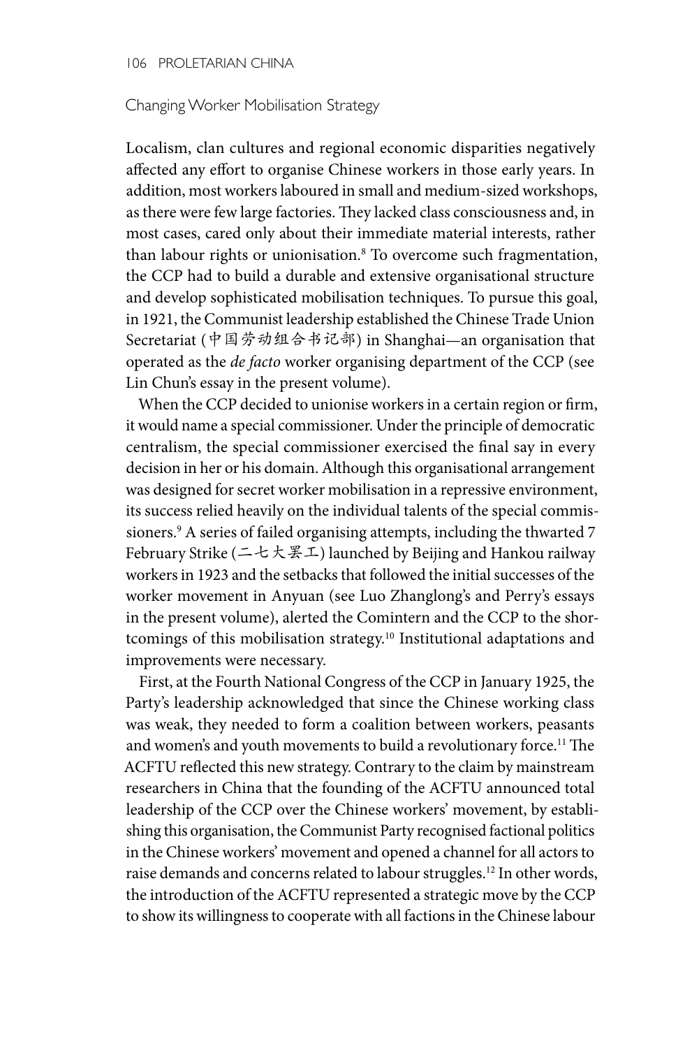## Changing Worker Mobilisation Strategy

Localism, clan cultures and regional economic disparities negatively affected any effort to organise Chinese workers in those early years. In addition, most workers laboured in small and medium-sized workshops, as there were few large factories. They lacked class consciousness and, in most cases, cared only about their immediate material interests, rather than labour rights or unionisation.[8] To overcome such fragmentation, the CCP had to build a durable and extensive organisational structure and develop sophisticated mobilisation techniques. To pursue this goal, in 1921, the Communist leadership established the Chinese Trade Union Secretariat (中国劳动组合书记部) in Shanghai—an organisation that operated as the *de facto* worker organising department of the CCP (see Lin Chun's essay in the present volume).

When the CCP decided to unionise workers in a certain region or firm, it would name a special commissioner. Under the principle of democratic centralism, the special commissioner exercised the final say in every decision in her or his domain. Although this organisational arrangement was designed for secret worker mobilisation in a repressive environment, its success relied heavily on the individual talents of the special commissioners.[9] A series of failed organising attempts, including the thwarted 7 February Strike (二七大罢工) launched by Beijing and Hankou railway workers in 1923 and the setbacks that followed the initial successes of the worker movement in Anyuan (see Luo Zhanglong's and Perry's essays in the present volume), alerted the Comintern and the CCP to the shortcomings of this mobilisation strategy.[10] Institutional adaptations and improvements were necessary.

First, at the Fourth National Congress of the CCP in January 1925, the Party's leadership acknowledged that since the Chinese working class was weak, they needed to form a coalition between workers, peasants and women's and youth movements to build a revolutionary force.[11] The ACFTU reflected this new strategy. Contrary to the claim by mainstream researchers in China that the founding of the ACFTU announced total leadership of the CCP over the Chinese workers' movement, by establishing this organisation, the Communist Party recognised factional politics in the Chinese workers' movement and opened a channel for all actors to raise demands and concerns related to labour struggles.[12] In other words, the introduction of the ACFTU represented a strategic move by the CCP to show its willingness to cooperate with all factions in the Chinese labour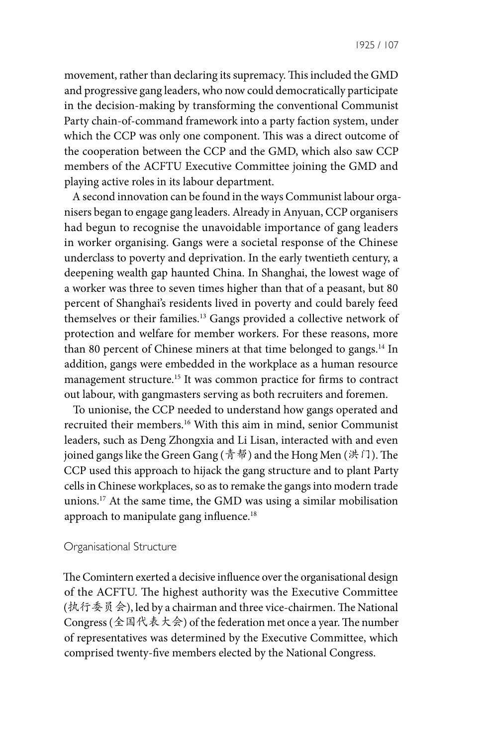movement, rather than declaring its supremacy. This included the GMD and progressive gang leaders, who now could democratically participate in the decision-making by transforming the conventional Communist Party chain-of-command framework into a party faction system, under which the CCP was only one component. This was a direct outcome of the cooperation between the CCP and the GMD, which also saw CCP members of the ACFTU Executive Committee joining the GMD and playing active roles in its labour department.

A second innovation can be found in the ways Communist labour organisers began to engage gang leaders. Already in Anyuan, CCP organisers had begun to recognise the unavoidable importance of gang leaders in worker organising. Gangs were a societal response of the Chinese underclass to poverty and deprivation. In the early twentieth century, a deepening wealth gap haunted China. In Shanghai, the lowest wage of a worker was three to seven times higher than that of a peasant, but 80 percent of Shanghai's residents lived in poverty and could barely feed themselves or their families.[13] Gangs provided a collective network of protection and welfare for member workers. For these reasons, more than 80 percent of Chinese miners at that time belonged to gangs.[14] In addition, gangs were embedded in the workplace as a human resource management structure.[15] It was common practice for firms to contract out labour, with gangmasters serving as both recruiters and foremen.

To unionise, the CCP needed to understand how gangs operated and recruited their members.[16] With this aim in mind, senior Communist leaders, such as Deng Zhongxia and Li Lisan, interacted with and even joined gangs like the Green Gang (青帮) and the Hong Men (洪门). The CCP used this approach to hijack the gang structure and to plant Party cells in Chinese workplaces, so as to remake the gangs into modern trade unions.[17] At the same time, the GMD was using a similar mobilisation approach to manipulate gang influence.[18]

## Organisational Structure

The Comintern exerted a decisive influence over the organisational design of the ACFTU. The highest authority was the Executive Committee (执行委员会), led by a chairman and three vice-chairmen. The National Congress (全国代表大会) of the federation met once a year. The number of representatives was determined by the Executive Committee, which comprised twenty-five members elected by the National Congress.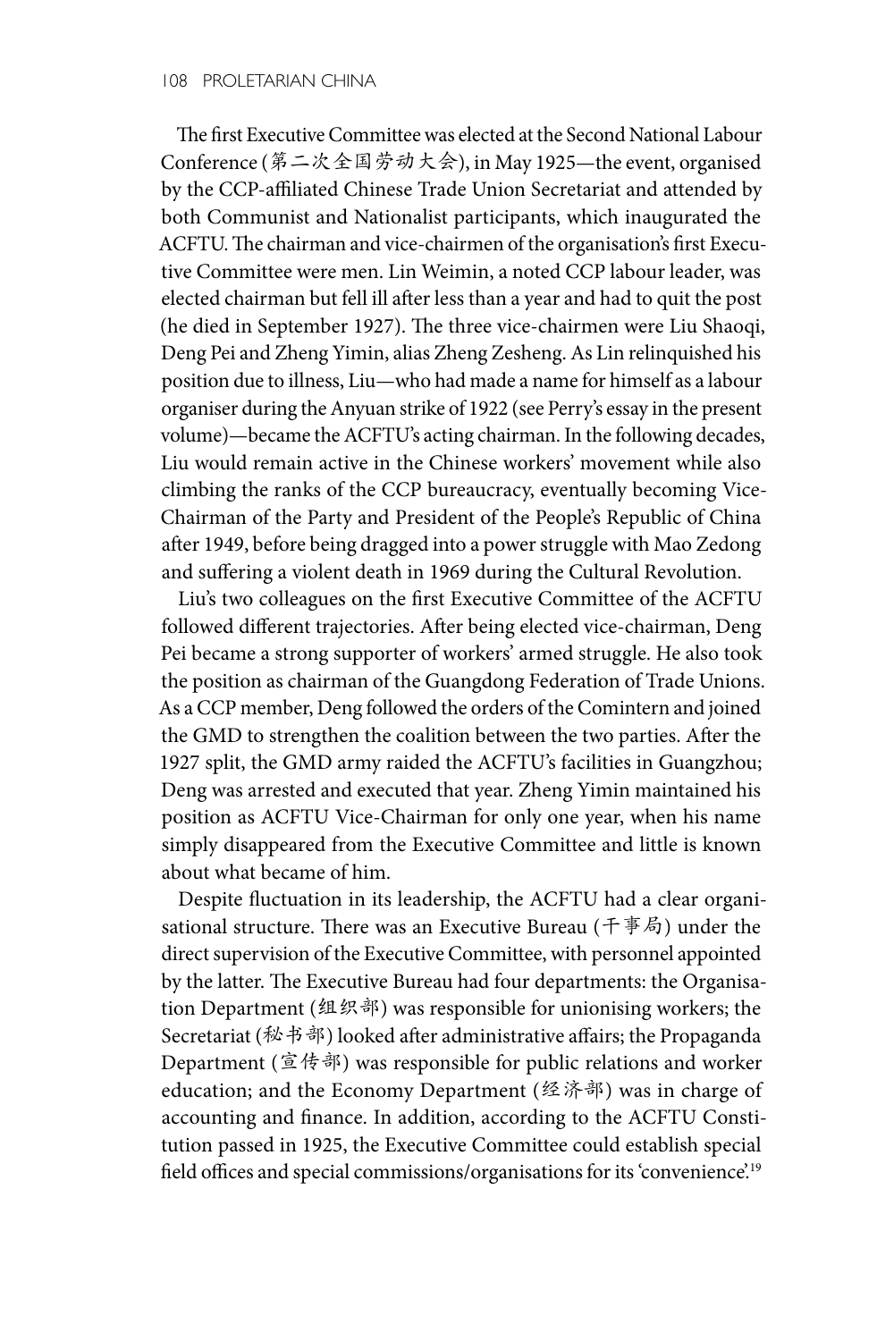The first Executive Committee was elected at the Second National Labour Conference (第二次全国劳动大会), in May 1925—the event, organised by the CCP-affiliated Chinese Trade Union Secretariat and attended by both Communist and Nationalist participants, which inaugurated the ACFTU. The chairman and vice-chairmen of the organisation's first Executive Committee were men. Lin Weimin, a noted CCP labour leader, was elected chairman but fell ill after less than a year and had to quit the post (he died in September 1927). The three vice-chairmen were Liu Shaoqi, Deng Pei and Zheng Yimin, alias Zheng Zesheng. As Lin relinquished his position due to illness, Liu—who had made a name for himself as a labour organiser during the Anyuan strike of 1922 (see Perry's essay in the present volume)—became the ACFTU's acting chairman. In the following decades, Liu would remain active in the Chinese workers' movement while also climbing the ranks of the CCP bureaucracy, eventually becoming Vice-Chairman of the Party and President of the People's Republic of China after 1949, before being dragged into a power struggle with Mao Zedong and suffering a violent death in 1969 during the Cultural Revolution.

Liu's two colleagues on the first Executive Committee of the ACFTU followed different trajectories. After being elected vice-chairman, Deng Pei became a strong supporter of workers' armed struggle. He also took the position as chairman of the Guangdong Federation of Trade Unions. As a CCP member, Deng followed the orders of the Comintern and joined the GMD to strengthen the coalition between the two parties. After the 1927 split, the GMD army raided the ACFTU's facilities in Guangzhou; Deng was arrested and executed that year. Zheng Yimin maintained his position as ACFTU Vice-Chairman for only one year, when his name simply disappeared from the Executive Committee and little is known about what became of him.

Despite fluctuation in its leadership, the ACFTU had a clear organisational structure. There was an Executive Bureau (干事局) under the direct supervision of the Executive Committee, with personnel appointed by the latter. The Executive Bureau had four departments: the Organisation Department (组织部) was responsible for unionising workers; the Secretariat (秘书部) looked after administrative affairs; the Propaganda Department (宣传部) was responsible for public relations and worker education; and the Economy Department (经济部) was in charge of accounting and finance. In addition, according to the ACFTU Constitution passed in 1925, the Executive Committee could establish special field offices and special commissions/organisations for its 'convenience'.[19]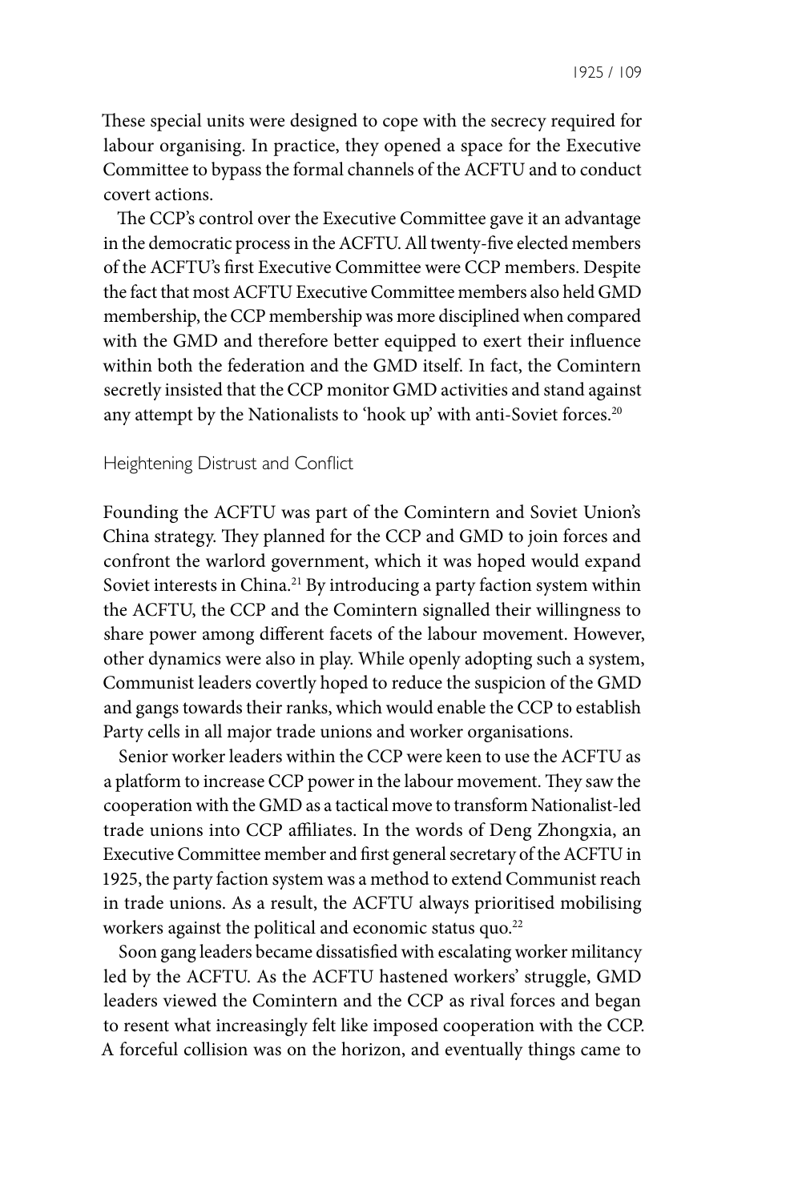These special units were designed to cope with the secrecy required for labour organising. In practice, they opened a space for the Executive Committee to bypass the formal channels of the ACFTU and to conduct covert actions.

The CCP's control over the Executive Committee gave it an advantage in the democratic process in the ACFTU. All twenty-five elected members of the ACFTU's first Executive Committee were CCP members. Despite the fact that most ACFTU Executive Committee members also held GMD membership, the CCP membership was more disciplined when compared with the GMD and therefore better equipped to exert their influence within both the federation and the GMD itself. In fact, the Comintern secretly insisted that the CCP monitor GMD activities and stand against any attempt by the Nationalists to 'hook up' with anti-Soviet forces.[20]

## Heightening Distrust and Conflict

Founding the ACFTU was part of the Comintern and Soviet Union's China strategy. They planned for the CCP and GMD to join forces and confront the warlord government, which it was hoped would expand Soviet interests in China.[21] By introducing a party faction system within the ACFTU, the CCP and the Comintern signalled their willingness to share power among different facets of the labour movement. However, other dynamics were also in play. While openly adopting such a system, Communist leaders covertly hoped to reduce the suspicion of the GMD and gangs towards their ranks, which would enable the CCP to establish Party cells in all major trade unions and worker organisations.

Senior worker leaders within the CCP were keen to use the ACFTU as a platform to increase CCP power in the labour movement. They saw the cooperation with the GMD as a tactical move to transform Nationalist-led trade unions into CCP affiliates. In the words of Deng Zhongxia, an Executive Committee member and first general secretary of the ACFTU in 1925, the party faction system was a method to extend Communist reach in trade unions. As a result, the ACFTU always prioritised mobilising workers against the political and economic status quo.[22]

Soon gang leaders became dissatisfied with escalating worker militancy led by the ACFTU. As the ACFTU hastened workers' struggle, GMD leaders viewed the Comintern and the CCP as rival forces and began to resent what increasingly felt like imposed cooperation with the CCP. A forceful collision was on the horizon, and eventually things came to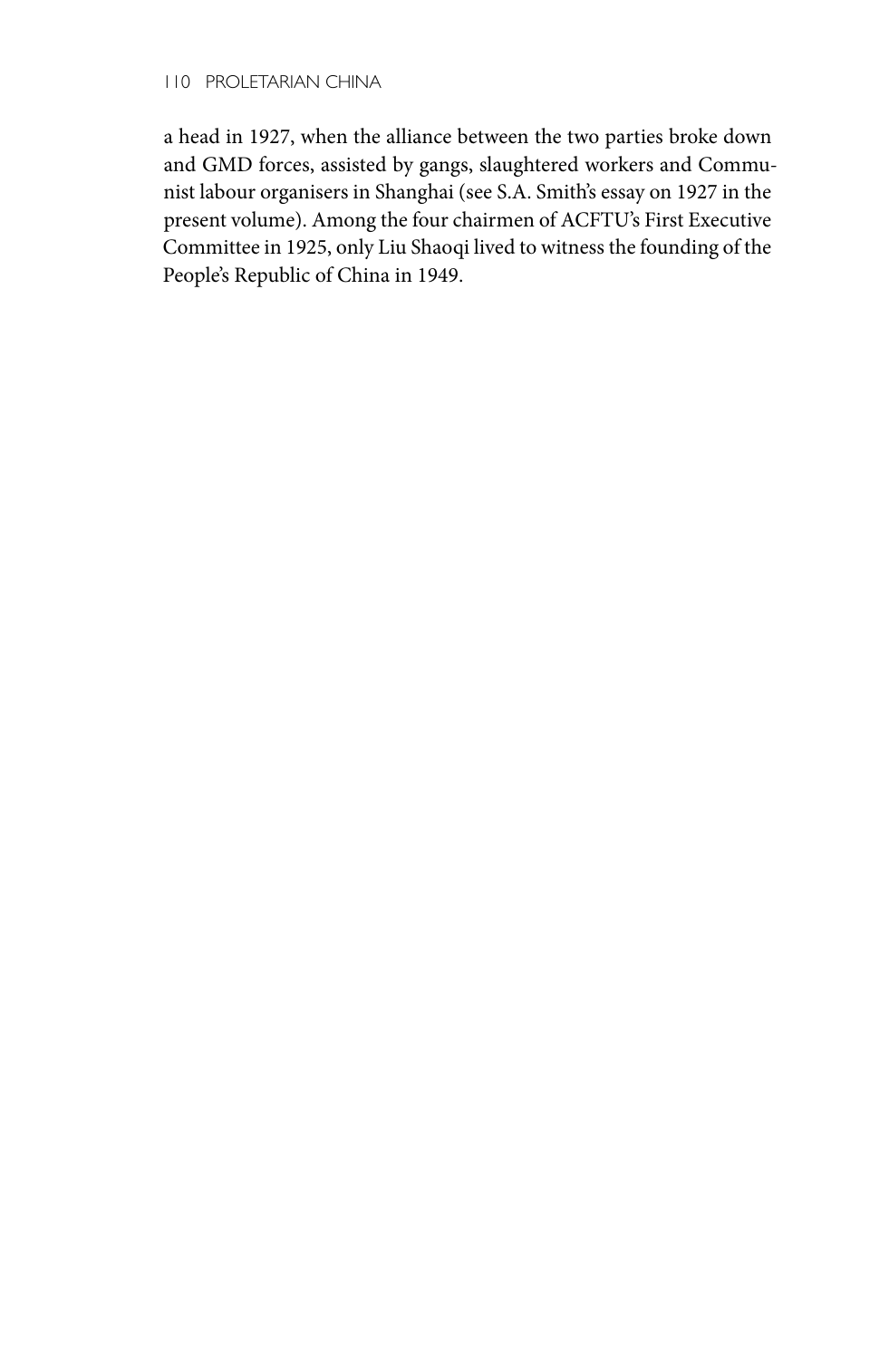a head in 1927, when the alliance between the two parties broke down and GMD forces, assisted by gangs, slaughtered workers and Communist labour organisers in Shanghai (see S.A. Smith's essay on 1927 in the present volume). Among the four chairmen of ACFTU's First Executive Committee in 1925, only Liu Shaoqi lived to witness the founding of the People's Republic of China in 1949.